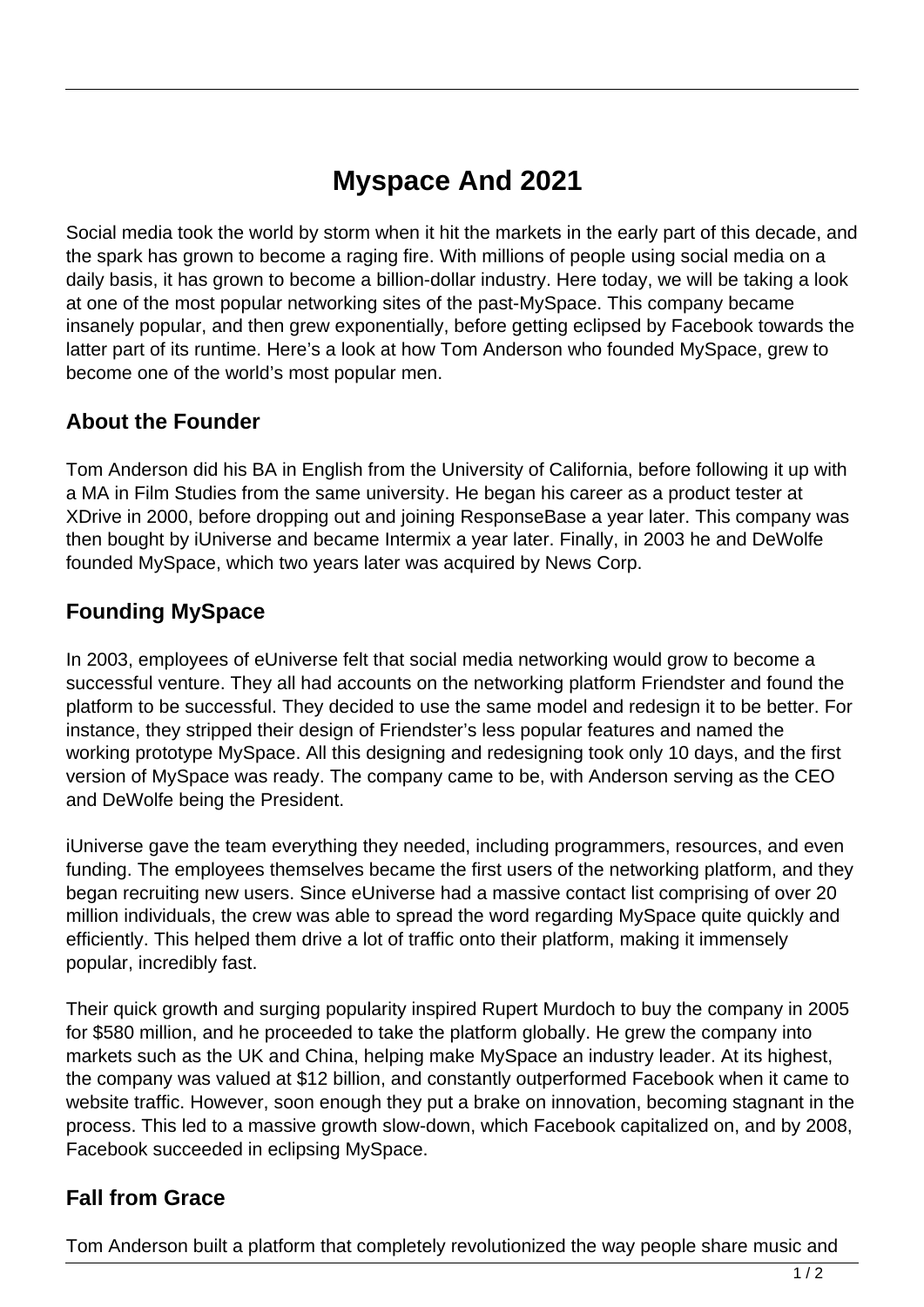# Myspace And 2021

Social media took the world by storm when it hit the markets in the early part of this decade, and the spark has grown to become a raging fire. With millions of people using social media on a daily basis, it has grown to become a billion-dollar industry. Here today, we will be taking a look at one of the most popular networking sites of the past-MySpace. This company became insanely popular, and then grew exponentially, before getting eclipsed by Facebook towards the latter part of its runtime. Here's a look at how Tom Anderson who founded MySpace, grew to become one of the world's most popular men.

## About the Founder

Tom Anderson did his BA in English from the University of California, before following it up with a MA in Film Studies from the same university. He began his career as a product tester at XDrive in 2000, before dropping out and joining ResponseBase a year later. This company was then bought by iUniverse and became Intermix a year later. Finally, in 2003 he and DeWolfe founded MySpace, which two years later was acquired by News Corp.

## Founding MySpace

In 2003, employees of eUniverse felt that social media networking would grow to become a successful venture. They all had accounts on the networking platform Friendster and found the platform to be successful. They decided to use the same model and redesign it to be better. For instance, they stripped their design of Friendster's less popular features and named the working prototype MySpace. All this designing and redesigning took only 10 days, and the first version of MySpace was ready. The company came to be, with Anderson serving as the CEO and DeWolfe being the President.

iUniverse gave the team everything they needed, including programmers, resources, and even funding. The employees themselves became the first users of the networking platform, and they began recruiting new users. Since eUniverse had a massive contact list comprising of over 20 million individuals, the crew was able to spread the word regarding MySpace quite quickly and efficiently. This helped them drive a lot of traffic onto their platform, making it immensely popular, incredibly fast.

Their quick growth and surging popularity inspired Rupert Murdoch to buy the company in 2005 for $580 million, and he proceeded to take the platform globally. He grew the company into markets such as the UK and China, helping make MySpace an industry leader. At its highest, the company was valued at $12 billion, and constantly outperformed Facebook when it came to website traffic. However, soon enough they put a brake on innovation, becoming stagnant in the process. This led to a massive growth slow-down, which Facebook capitalized on, and by 2008, Facebook succeeded in eclipsing MySpace.

## Fall from Grace

Tom Anderson built a platform that completely revolutionized the way people share music and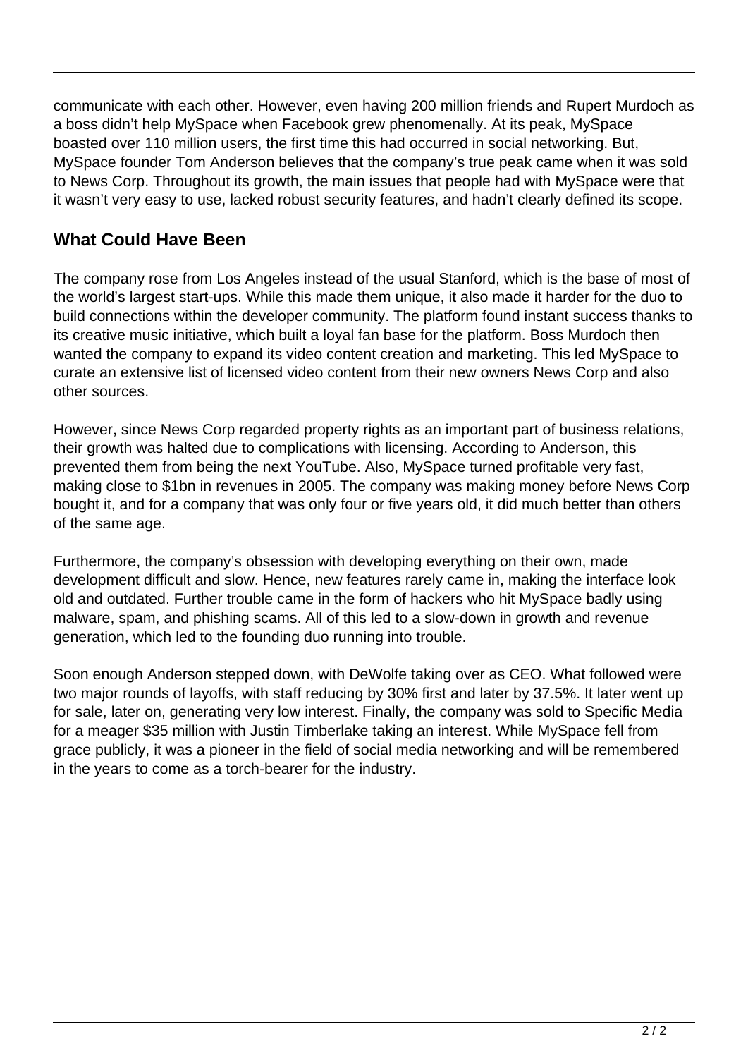communicate with each other. However, even having 200 million friends and Rupert Murdoch as a boss didn't help MySpace when Facebook grew phenomenally. At its peak, MySpace boasted over 110 million users, the first time this had occurred in social networking. But, MySpace founder Tom Anderson believes that the company's true peak came when it was sold to News Corp. Throughout its growth, the main issues that people had with MySpace were that it wasn't very easy to use, lacked robust security features, and hadn't clearly defined its scope.

## What Could Have Been

The company rose from Los Angeles instead of the usual Stanford, which is the base of most of the world's largest start-ups. While this made them unique, it also made it harder for the duo to build connections within the developer community. The platform found instant success thanks to its creative music initiative, which built a loyal fan base for the platform. Boss Murdoch then wanted the company to expand its video content creation and marketing. This led MySpace to curate an extensive list of licensed video content from their new owners News Corp and also other sources.

However, since News Corp regarded property rights as an important part of business relations, their growth was halted due to complications with licensing. According to Anderson, this prevented them from being the next YouTube. Also, MySpace turned profitable very fast, making close to $1bn in revenues in 2005. The company was making money before News Corp bought it, and for a company that was only four or five years old, it did much better than others of the same age.

Furthermore, the company's obsession with developing everything on their own, made development difficult and slow. Hence, new features rarely came in, making the interface look old and outdated. Further trouble came in the form of hackers who hit MySpace badly using malware, spam, and phishing scams. All of this led to a slow-down in growth and revenue generation, which led to the founding duo running into trouble.

Soon enough Anderson stepped down, with DeWolfe taking over as CEO. What followed were two major rounds of layoffs, with staff reducing by 30% first and later by 37.5%. It later went up for sale, later on, generating very low interest. Finally, the company was sold to Specific Media for a meager $35 million with Justin Timberlake taking an interest. While MySpace fell from grace publicly, it was a pioneer in the field of social media networking and will be remembered in the years to come as a torch-bearer for the industry.